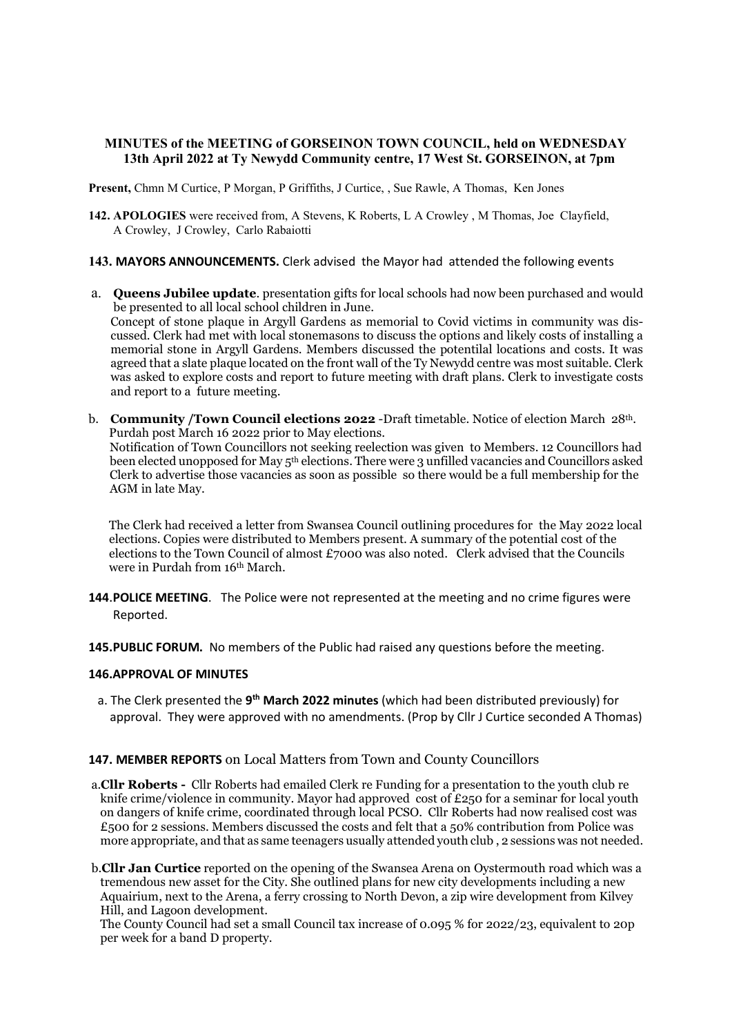**MINUTES of the MEETING of GORSEINON TOWN COUNCIL, held on WEDNESDAY 13th April 2022 at Ty Newydd Community centre, 17 West St. GORSEINON, at 7pm**

**Present,** Chmn M Curtice, P Morgan, P Griffiths, J Curtice, , Sue Rawle, A Thomas, Ken Jones

**142. APOLOGIES** were received from, A Stevens, K Roberts, L A Crowley , M Thomas, Joe Clayfield, A Crowley, J Crowley, Carlo Rabaiotti

**143. MAYORS ANNOUNCEMENTS.** Clerk advised the Mayor had attended the following events

a. **Queens Jubilee update**. presentation gifts for local schools had now been purchased and would be presented to all local school children in June.
Concept of stone plaque in Argyll Gardens as memorial to Covid victims in community was discussed. Clerk had met with local stonemasons to discuss the options and likely costs of installing a memorial stone in Argyll Gardens. Members discussed the potentilal locations and costs. It was agreed that a slate plaque located on the front wall of the Ty Newydd centre was most suitable. Clerk was asked to explore costs and report to future meeting with draft plans. Clerk to investigate costs and report to a future meeting.

b. **Community /Town Council elections 2022** -Draft timetable. Notice of election March 28th. Purdah post March 16 2022 prior to May elections.
Notification of Town Councillors not seeking reelection was given to Members. 12 Councillors had been elected unopposed for May 5th elections. There were 3 unfilled vacancies and Councillors asked Clerk to advertise those vacancies as soon as possible so there would be a full membership for the AGM in late May.

The Clerk had received a letter from Swansea Council outlining procedures for the May 2022 local elections. Copies were distributed to Members present. A summary of the potential cost of the elections to the Town Council of almost £7000 was also noted. Clerk advised that the Councils were in Purdah from 16th March.

**144.POLICE MEETING**. The Police were not represented at the meeting and no crime figures were Reported.

**145.PUBLIC FORUM.** No members of the Public had raised any questions before the meeting.

**146.APPROVAL OF MINUTES**

a. The Clerk presented the **9th March 2022 minutes** (which had been distributed previously) for approval. They were approved with no amendments. (Prop by Cllr J Curtice seconded A Thomas)

**147. MEMBER REPORTS** on Local Matters from Town and County Councillors

a. **Cllr Roberts -** Cllr Roberts had emailed Clerk re Funding for a presentation to the youth club re knife crime/violence in community. Mayor had approved cost of £250 for a seminar for local youth on dangers of knife crime, coordinated through local PCSO. Cllr Roberts had now realised cost was £500 for 2 sessions. Members discussed the costs and felt that a 50% contribution from Police was more appropriate, and that as same teenagers usually attended youth club , 2 sessions was not needed.

b. **Cllr Jan Curtice** reported on the opening of the Swansea Arena on Oystermouth road which was a tremendous new asset for the City. She outlined plans for new city developments including a new Aquairium, next to the Arena, a ferry crossing to North Devon, a zip wire development from Kilvey Hill, and Lagoon development.
The County Council had set a small Council tax increase of 0.095 % for 2022/23, equivalent to 20p per week for a band D property.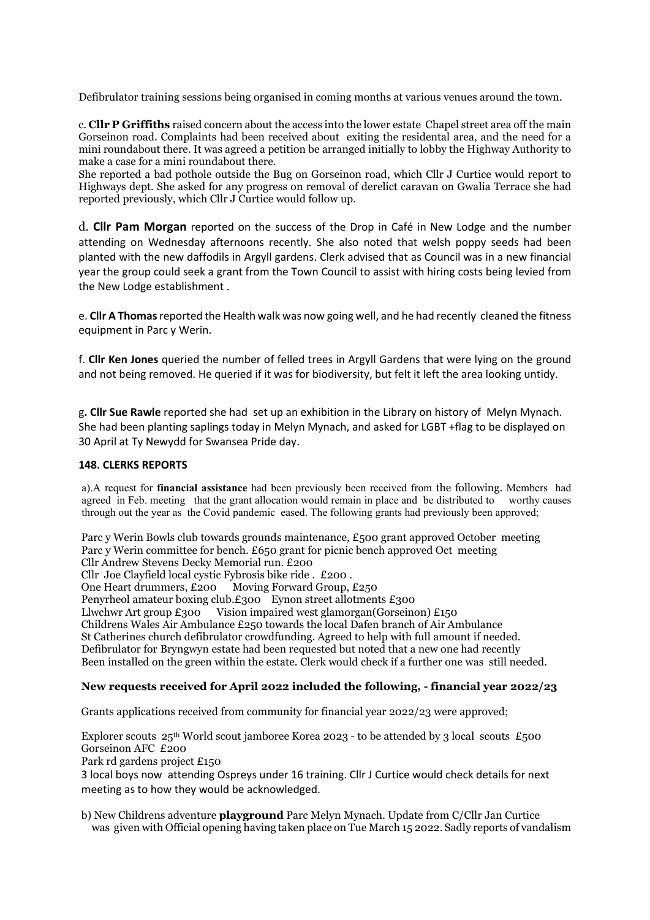Defibrulator training sessions being organised in coming months at various venues around the town.

c. **Cllr P Griffiths** raised concern about the access into the lower estate Chapel street area off the main Gorseinon road. Complaints had been received about exiting the residental area, and the need for a mini roundabout there. It was agreed a petition be arranged initially to lobby the Highway Authority to make a case for a mini roundabout there.
She reported a bad pothole outside the Bug on Gorseinon road, which Cllr J Curtice would report to Highways dept. She asked for any progress on removal of derelict caravan on Gwalia Terrace she had reported previously, which Cllr J Curtice would follow up.

d. **Cllr Pam Morgan** reported on the success of the Drop in Café in New Lodge and the number attending on Wednesday afternoons recently. She also noted that welsh poppy seeds had been planted with the new daffodils in Argyll gardens. Clerk advised that as Council was in a new financial year the group could seek a grant from the Town Council to assist with hiring costs being levied from the New Lodge establishment .

e. **Cllr A Thomas** reported the Health walk was now going well, and he had recently cleaned the fitness equipment in Parc y Werin.

f. **Cllr Ken Jones** queried the number of felled trees in Argyll Gardens that were lying on the ground and not being removed. He queried if it was for biodiversity, but felt it left the area looking untidy.

g**. Cllr Sue Rawle** reported she had set up an exhibition in the Library on history of Melyn Mynach. She had been planting saplings today in Melyn Mynach, and asked for LGBT +flag to be displayed on 30 April at Ty Newydd for Swansea Pride day.

**148. CLERKS REPORTS**

a).A request for **financial assistance** had been previously been received from the following. Members had agreed in Feb. meeting that the grant allocation would remain in place and be distributed to worthy causes through out the year as the Covid pandemic eased. The following grants had previously been approved;

Parc y Werin Bowls club towards grounds maintenance, £500 grant approved October meeting
Parc y Werin committee for bench. £650 grant for picnic bench approved Oct meeting
Cllr Andrew Stevens Decky Memorial run. £200
Cllr Joe Clayfield local cystic Fybrosis bike ride . £200 .
One Heart drummers, £200 Moving Forward Group, £250
Penyrheol amateur boxing club.£300 Eynon street allotments £300
Llwchwr Art group £300 Vision impaired west glamorgan(Gorseinon) £150
Childrens Wales Air Ambulance £250 towards the local Dafen branch of Air Ambulance
St Catherines church defibrulator crowdfunding. Agreed to help with full amount if needed.
Defibrulator for Bryngwyn estate had been requested but noted that a new one had recently Been installed on the green within the estate. Clerk would check if a further one was still needed.

**New requests received for April 2022 included the following, - financial year 2022/23**

Grants applications received from community for financial year 2022/23 were approved;

Explorer scouts 25th World scout jamboree Korea 2023 - to be attended by 3 local scouts £500
Gorseinon AFC £200
Park rd gardens project £150
3 local boys now attending Ospreys under 16 training. Cllr J Curtice would check details for next meeting as to how they would be acknowledged.

b) New Childrens adventure **playground** Parc Melyn Mynach. Update from C/Cllr Jan Curtice was given with Official opening having taken place on Tue March 15 2022. Sadly reports of vandalism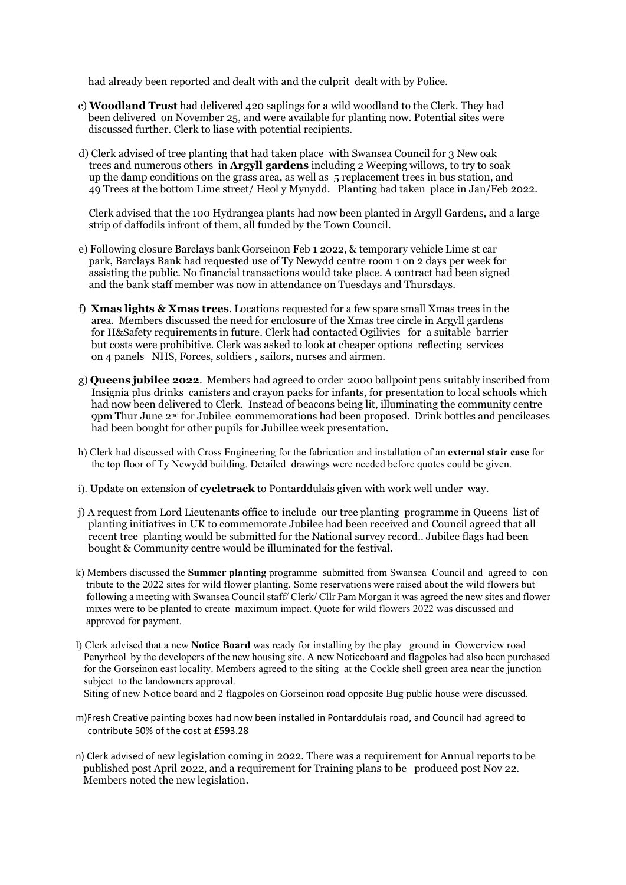had already been reported and dealt with and the culprit dealt with by Police.

c) **Woodland Trust** had delivered 420 saplings for a wild woodland to the Clerk. They had been delivered on November 25, and were available for planting now. Potential sites were discussed further. Clerk to liase with potential recipients.

d) Clerk advised of tree planting that had taken place with Swansea Council for 3 New oak trees and numerous others in **Argyll gardens** including 2 Weeping willows, to try to soak up the damp conditions on the grass area, as well as 5 replacement trees in bus station, and 49 Trees at the bottom Lime street/ Heol y Mynydd. Planting had taken place in Jan/Feb 2022.

Clerk advised that the 100 Hydrangea plants had now been planted in Argyll Gardens, and a large strip of daffodils infront of them, all funded by the Town Council.

e) Following closure Barclays bank Gorseinon Feb 1 2022, & temporary vehicle Lime st car park, Barclays Bank had requested use of Ty Newydd centre room 1 on 2 days per week for assisting the public. No financial transactions would take place. A contract had been signed and the bank staff member was now in attendance on Tuesdays and Thursdays.

f) **Xmas lights & Xmas trees**. Locations requested for a few spare small Xmas trees in the area. Members discussed the need for enclosure of the Xmas tree circle in Argyll gardens for H&Safety requirements in future. Clerk had contacted Ogilivies for a suitable barrier but costs were prohibitive. Clerk was asked to look at cheaper options reflecting services on 4 panels NHS, Forces, soldiers , sailors, nurses and airmen.

g) **Queens jubilee 2022**. Members had agreed to order 2000 ballpoint pens suitably inscribed from Insignia plus drinks canisters and crayon packs for infants, for presentation to local schools which had now been delivered to Clerk. Instead of beacons being lit, illuminating the community centre 9pm Thur June 2nd for Jubilee commemorations had been proposed. Drink bottles and pencilcases had been bought for other pupils for Jubillee week presentation.

h) Clerk had discussed with Cross Engineering for the fabrication and installation of an **external stair case** for the top floor of Ty Newydd building. Detailed drawings were needed before quotes could be given.

i). Update on extension of **cycletrack** to Pontarddulais given with work well under way.

j) A request from Lord Lieutenants office to include our tree planting programme in Queens list of planting initiatives in UK to commemorate Jubilee had been received and Council agreed that all recent tree planting would be submitted for the National survey record.. Jubilee flags had been bought & Community centre would be illuminated for the festival.

k) Members discussed the **Summer planting** programme submitted from Swansea Council and agreed to con tribute to the 2022 sites for wild flower planting. Some reservations were raised about the wild flowers but following a meeting with Swansea Council staff/ Clerk/ Cllr Pam Morgan it was agreed the new sites and flower mixes were to be planted to create maximum impact. Quote for wild flowers 2022 was discussed and approved for payment.

l) Clerk advised that a new **Notice Board** was ready for installing by the play ground in Gowerview road Penyrheol by the developers of the new housing site. A new Noticeboard and flagpoles had also been purchased for the Gorseinon east locality. Members agreed to the siting at the Cockle shell green area near the junction subject to the landowners approval.
Siting of new Notice board and 2 flagpoles on Gorseinon road opposite Bug public house were discussed.

m)Fresh Creative painting boxes had now been installed in Pontarddulais road, and Council had agreed to contribute 50% of the cost at £593.28

n) Clerk advised of new legislation coming in 2022. There was a requirement for Annual reports to be published post April 2022, and a requirement for Training plans to be produced post Nov 22. Members noted the new legislation.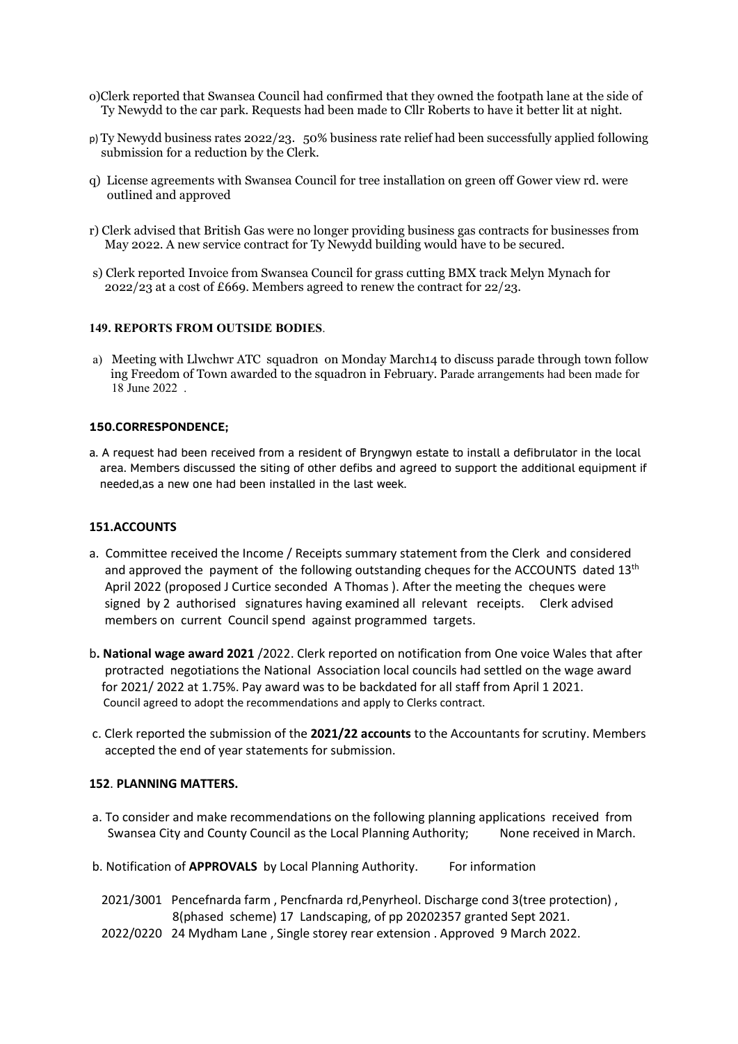o)Clerk reported that Swansea Council had confirmed that they owned the footpath lane at the side of Ty Newydd to the car park. Requests had been made to Cllr Roberts to have it better lit at night.

p) Ty Newydd business rates 2022/23. 50% business rate relief had been successfully applied following submission for a reduction by the Clerk.

q) License agreements with Swansea Council for tree installation on green off Gower view rd. were outlined and approved

r) Clerk advised that British Gas were no longer providing business gas contracts for businesses from May 2022. A new service contract for Ty Newydd building would have to be secured.

s) Clerk reported Invoice from Swansea Council for grass cutting BMX track Melyn Mynach for 2022/23 at a cost of £669. Members agreed to renew the contract for 22/23.

**149. REPORTS FROM OUTSIDE BODIES**.

a) Meeting with Llwchwr ATC squadron on Monday March14 to discuss parade through town follow ing Freedom of Town awarded to the squadron in February. Parade arrangements had been made for 18 June 2022 .

**150.CORRESPONDENCE;**

a. A request had been received from a resident of Bryngwyn estate to install a defibrulator in the local area. Members discussed the siting of other defibs and agreed to support the additional equipment if needed,as a new one had been installed in the last week.

**151.ACCOUNTS**

a. Committee received the Income / Receipts summary statement from the Clerk and considered and approved the payment of the following outstanding cheques for the ACCOUNTS dated 13th April 2022 (proposed J Curtice seconded A Thomas ). After the meeting the cheques were signed by 2 authorised signatures having examined all relevant receipts. Clerk advised members on current Council spend against programmed targets.

b**. National wage award 2021** /2022. Clerk reported on notification from One voice Wales that after protracted negotiations the National Association local councils had settled on the wage award for 2021/ 2022 at 1.75%. Pay award was to be backdated for all staff from April 1 2021. Council agreed to adopt the recommendations and apply to Clerks contract.

c. Clerk reported the submission of the **2021/22 accounts** to the Accountants for scrutiny. Members accepted the end of year statements for submission.

**152**. **PLANNING MATTERS.**

a. To consider and make recommendations on the following planning applications received from Swansea City and County Council as the Local Planning Authority; None received in March.

b. Notification of **APPROVALS** by Local Planning Authority. For information

2021/3001 Pencefnarda farm , Pencfnarda rd,Penyrheol. Discharge cond 3(tree protection) , 8(phased scheme) 17 Landscaping, of pp 20202357 granted Sept 2021.

2022/0220 24 Mydham Lane , Single storey rear extension . Approved 9 March 2022.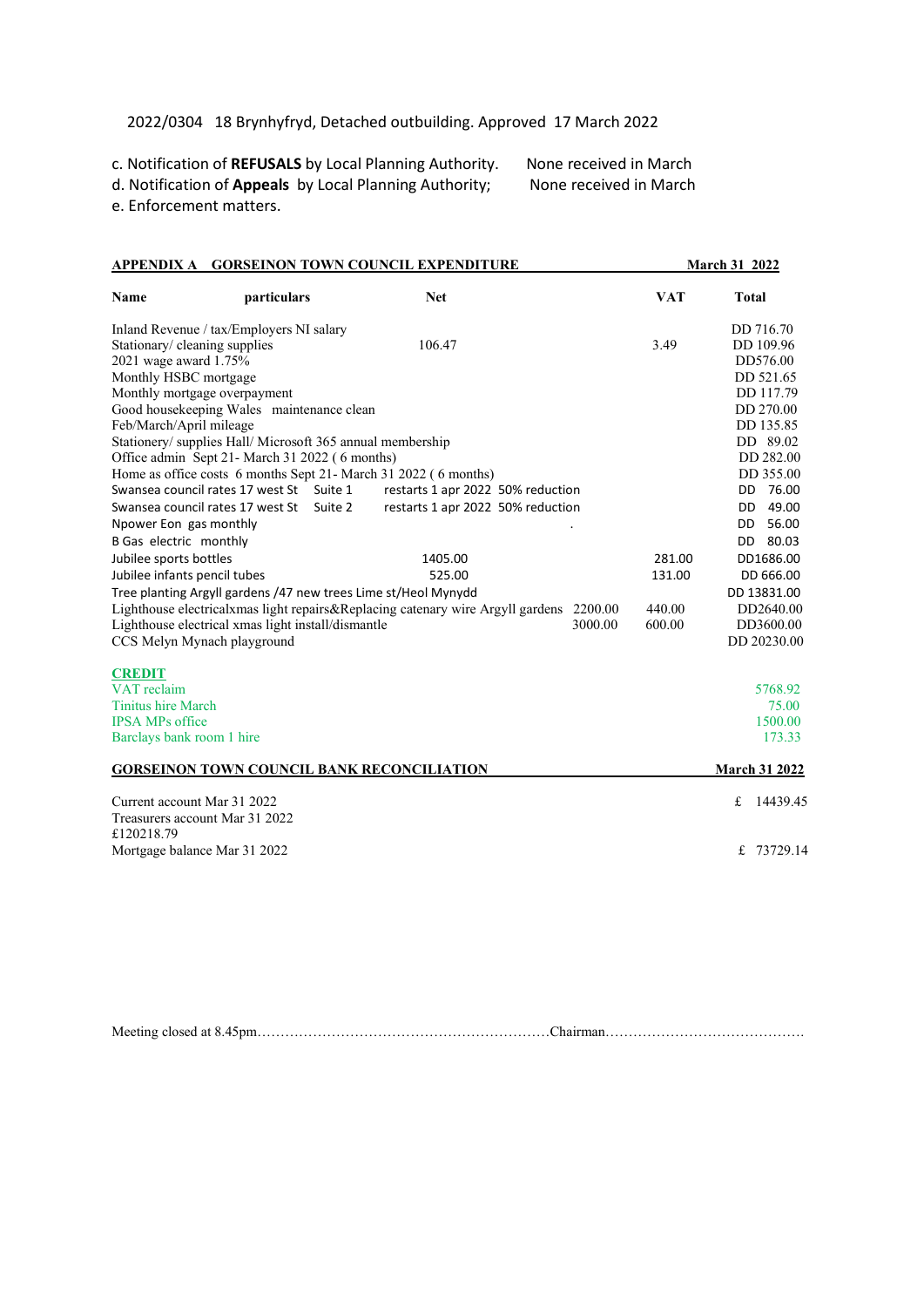2022/0304 18 Brynhyfryd, Detached outbuilding. Approved 17 March 2022

c. Notification of **REFUSALS** by Local Planning Authority. None received in March
d. Notification of **Appeals** by Local Planning Authority; None received in March
e. Enforcement matters.

**APPENDIX A GORSEINON TOWN COUNCIL EXPENDITURE** **March 31 2022**

| Name | particulars | Net | VAT | Total |
|---|---|---|---|---|
| Inland Revenue / tax/Employers NI salary | | | | DD 716.70 |
| Stationary/ cleaning supplies | | 106.47 | 3.49 | DD 109.96 |
| 2021 wage award 1.75% | | | | DD576.00 |
| Monthly HSBC mortgage | | | | DD 521.65 |
| Monthly mortgage overpayment | | | | DD 117.79 |
| Good housekeeping Wales maintenance clean | | | | DD 270.00 |
| Feb/March/April mileage | | | | DD 135.85 |
| Stationery/ supplies Hall/ Microsoft 365 annual membership | | | | DD 89.02 |
| Office admin Sept 21- March 31 2022 ( 6 months) | | | | DD 282.00 |
| Home as office costs 6 months Sept 21- March 31 2022 ( 6 months) | | | | DD 355.00 |
| Swansea council rates 17 west St Suite 1 | restarts 1 apr 2022 50% reduction | | | DD 76.00 |
| Swansea council rates 17 west St Suite 2 | restarts 1 apr 2022 50% reduction | | | DD 49.00 |
| Npower Eon gas monthly | | . | | DD 56.00 |
| B Gas electric monthly | | | | DD 80.03 |
| Jubilee sports bottles | | 1405.00 | 281.00 | DD1686.00 |
| Jubilee infants pencil tubes | | 525.00 | 131.00 | DD 666.00 |
| Tree planting Argyll gardens /47 new trees Lime st/Heol Mynydd | | | | DD 13831.00 |
| Lighthouse electricalxmas light repairs&Replacing catenary wire Argyll gardens | | 2200.00 | 440.00 | DD2640.00 |
| Lighthouse electrical xmas light install/dismantle | | 3000.00 | 600.00 | DD3600.00 |
| CCS Melyn Mynach playground | | | | DD 20230.00 |

**CREDIT**

| | |
|---|---|
| VAT reclaim | 5768.92 |
| Tinitus hire March | 75.00 |
| IPSA MPs office | 1500.00 |
| Barclays bank room 1 hire | 173.33 |

**GORSEINON TOWN COUNCIL BANK RECONCILIATION** **March 31 2022**

| | |
|---|---|
| Current account Mar 31 2022 | £ 14439.45 |
| Treasurers account Mar 31 2022 £120218.79 | |
| Mortgage balance Mar 31 2022 | £ 73729.14 |

Meeting closed at 8.45pm……………………………………………………Chairman……………………………………